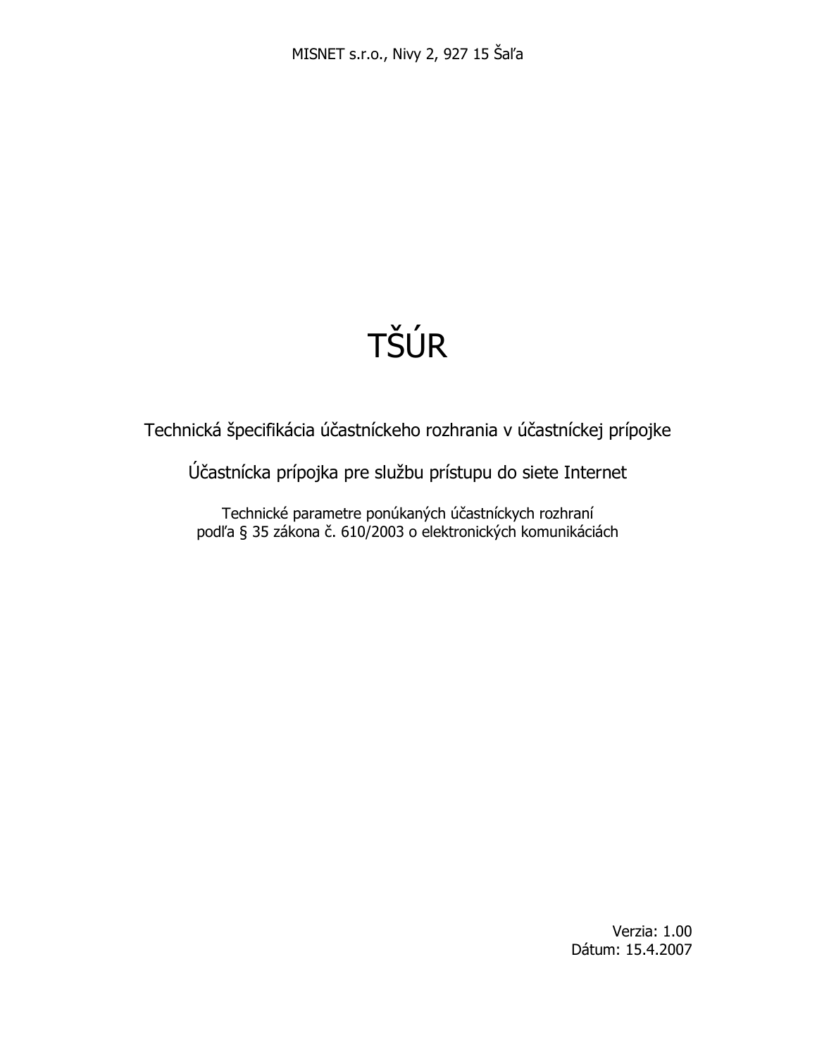MISNET s.r.o., Nivy 2, 927 15 Šaľa

# TŠÚR

## Technická špecifikácia účastníckeho rozhrania v účastníckej prípojke

## Účastnícka prípojka pre službu prístupu do siete Internet

Technické parametre ponúkaných účastníckych rozhraní
podľa § 35 zákona č. 610/2003 o elektronických komunikáciách

Verzia: 1.00
Dátum: 15.4.2007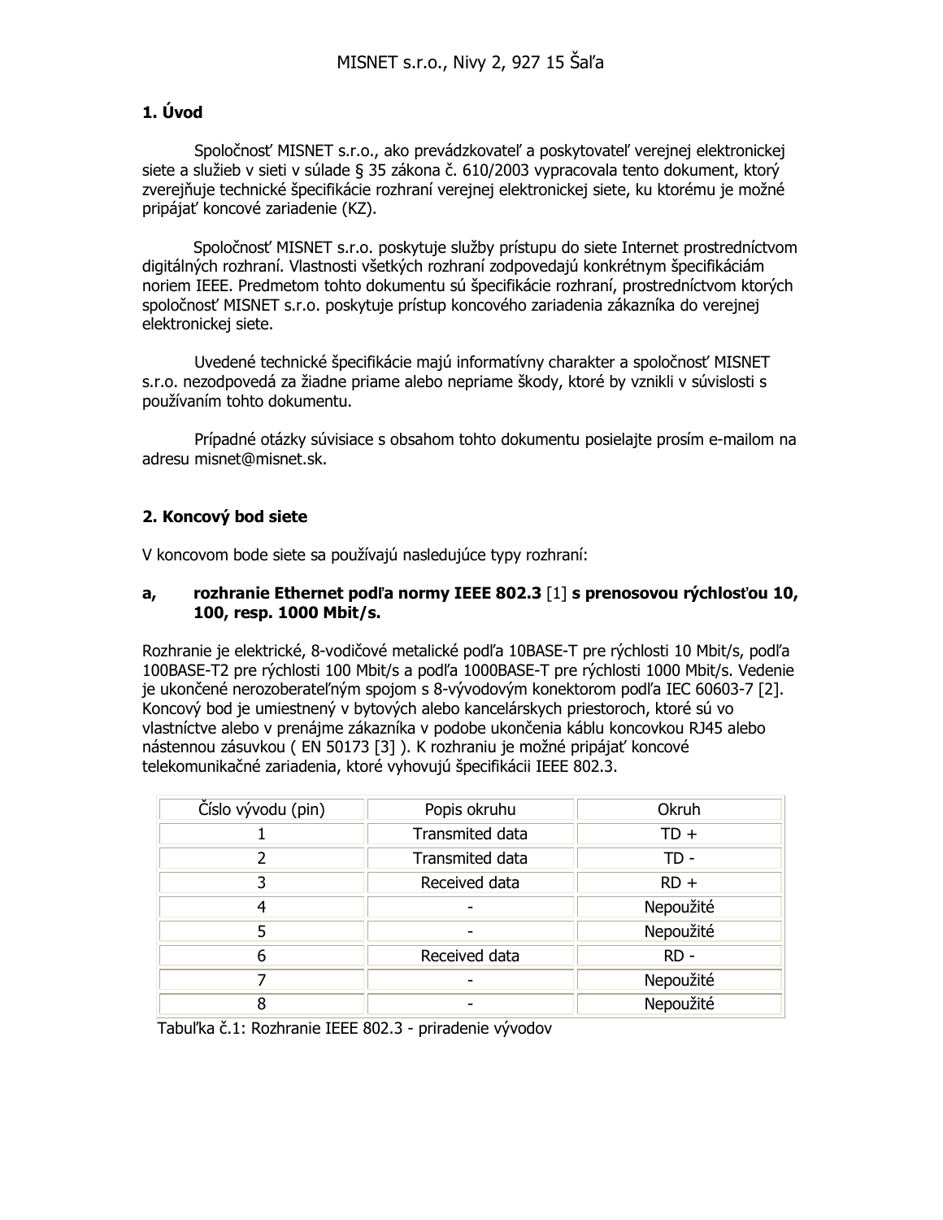MISNET s.r.o., Nivy 2, 927 15 Šaľa

## 1. Úvod

Spoločnosť MISNET s.r.o., ako prevádzkovateľ a poskytovateľ verejnej elektronickej siete a služieb v sieti v súlade § 35 zákona č. 610/2003 vypracovala tento dokument, ktorý zverejňuje technické špecifikácie rozhraní verejnej elektronickej siete, ku ktorému je možné pripájať koncové zariadenie (KZ).

Spoločnosť MISNET s.r.o. poskytuje služby prístupu do siete Internet prostredníctvom digitálnych rozhraní. Vlastnosti všetkých rozhraní zodpovedajú konkrétnym špecifikáciám noriem IEEE. Predmetom tohto dokumentu sú špecifikácie rozhraní, prostredníctvom ktorých spoločnosť MISNET s.r.o. poskytuje prístup koncového zariadenia zákazníka do verejnej elektronickej siete.

Uvedené technické špecifikácie majú informatívny charakter a spoločnosť MISNET s.r.o. nezodpovedá za žiadne priame alebo nepriame škody, ktoré by vznikli v súvislosti s používaním tohto dokumentu.

Prípadné otázky súvisiace s obsahom tohto dokumentu posielajte prosím e-mailom na adresu misnet@misnet.sk.

## 2. Koncový bod siete

V koncovom bode siete sa používajú nasledujúce typy rozhraní:

### a, rozhranie Ethernet podľa normy IEEE 802.3 [1] s prenosovou rýchlosťou 10, 100, resp. 1000 Mbit/s.

Rozhranie je elektrické, 8-vodičové metalické podľa 10BASE-T pre rýchlosti 10 Mbit/s, podľa 100BASE-T2 pre rýchlosti 100 Mbit/s a podľa 1000BASE-T pre rýchlosti 1000 Mbit/s. Vedenie je ukončené nerozoberateľným spojom s 8-vývodovým konektorom podľa IEC 60603-7 [2]. Koncový bod je umiestnený v bytových alebo kancelárskych priestoroch, ktoré sú vo vlastníctve alebo v prenájme zákazníka v podobe ukončenia káblu koncovkou RJ45 alebo nástennou zásuvkou ( EN 50173 [3] ). K rozhraniu je možné pripájať koncové telekomunikačné zariadenia, ktoré vyhovujú špecifikácii IEEE 802.3.

| Číslo vývodu (pin) | Popis okruhu | Okruh |
|---|---|---|
| 1 | Transmited data | TD + |
| 2 | Transmited data | TD - |
| 3 | Received data | RD + |
| 4 | - | Nepoužité |
| 5 | - | Nepoužité |
| 6 | Received data | RD - |
| 7 | - | Nepoužité |
| 8 | - | Nepoužité |

Tabuľka č.1: Rozhranie IEEE 802.3 - priradenie vývodov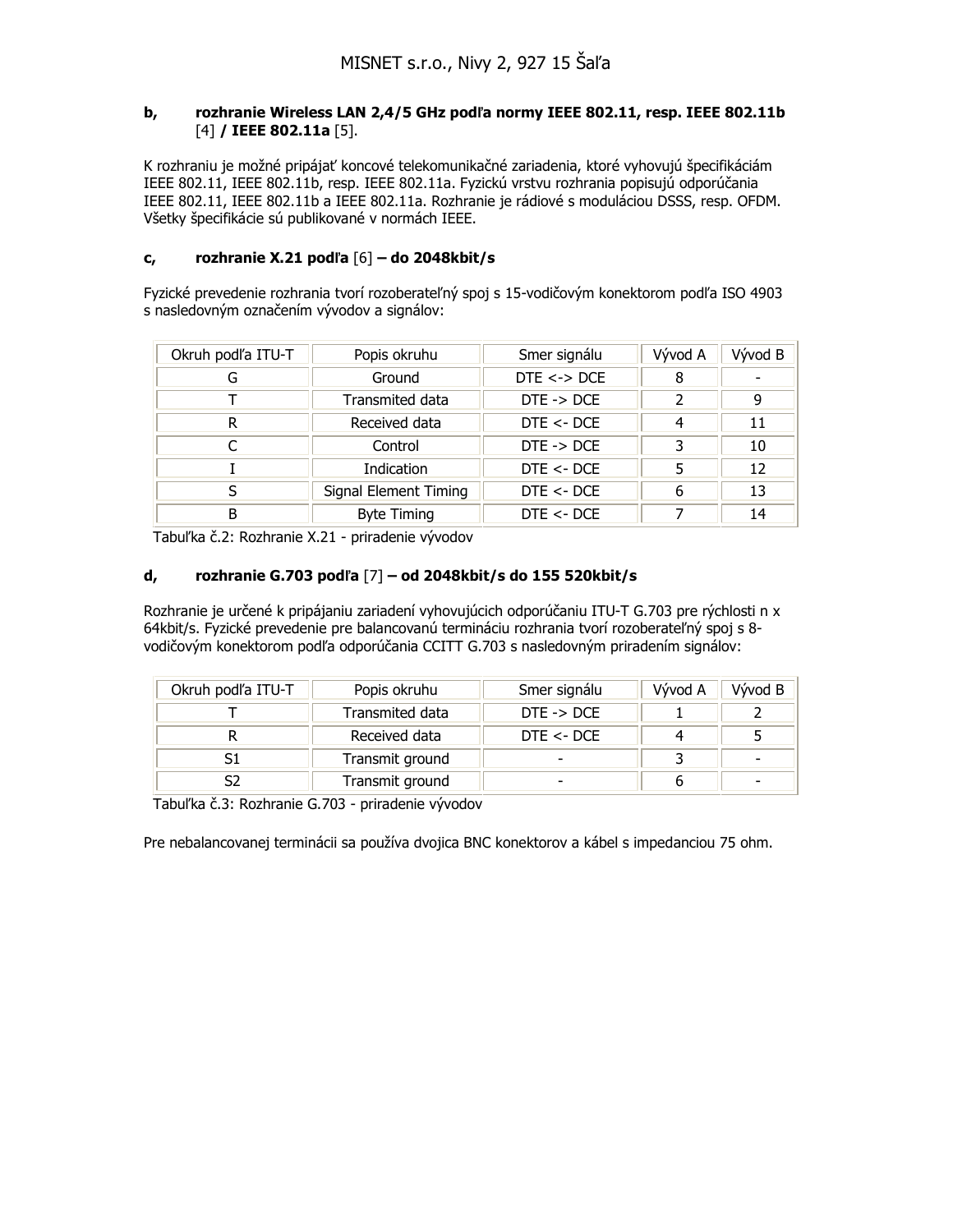**b, rozhranie Wireless LAN 2,4/5 GHz podľa normy IEEE 802.11, resp. IEEE 802.11b** [4] **/ IEEE 802.11a** [5].

K rozhraniu je možné pripájať koncové telekomunikačné zariadenia, ktoré vyhovujú špecifikáciám IEEE 802.11, IEEE 802.11b, resp. IEEE 802.11a. Fyzickú vrstvu rozhrania popisujú odporúčania IEEE 802.11, IEEE 802.11b a IEEE 802.11a. Rozhranie je rádiové s moduláciou DSSS, resp. OFDM. Všetky špecifikácie sú publikované v normách IEEE.

**c, rozhranie X.21 podľa** [6] **– do 2048kbit/s**

Fyzické prevedenie rozhrania tvorí rozoberateľný spoj s 15-vodičovým konektorom podľa ISO 4903 s nasledovným označením vývodov a signálov:

| Okruh podľa ITU-T | Popis okruhu | Smer signálu | Vývod A | Vývod B |
|---|---|---|---|---|
| G | Ground | DTE <-> DCE | 8 | - |
| T | Transmited data | DTE -> DCE | 2 | 9 |
| R | Received data | DTE <- DCE | 4 | 11 |
| C | Control | DTE -> DCE | 3 | 10 |
| I | Indication | DTE <- DCE | 5 | 12 |
| S | Signal Element Timing | DTE <- DCE | 6 | 13 |
| B | Byte Timing | DTE <- DCE | 7 | 14 |

Tabuľka č.2: Rozhranie X.21 - priradenie vývodov

**d, rozhranie G.703 podľa** [7] **– od 2048kbit/s do 155 520kbit/s**

Rozhranie je určené k pripájaniu zariadení vyhovujúcich odporúčaniu ITU-T G.703 pre rýchlosti n x 64kbit/s. Fyzické prevedenie pre balancovanú termináciu rozhrania tvorí rozoberateľný spoj s 8-vodičovým konektorom podľa odporúčania CCITT G.703 s nasledovným priradením signálov:

| Okruh podľa ITU-T | Popis okruhu | Smer signálu | Vývod A | Vývod B |
|---|---|---|---|---|
| T | Transmited data | DTE -> DCE | 1 | 2 |
| R | Received data | DTE <- DCE | 4 | 5 |
| S1 | Transmit ground | - | 3 | - |
| S2 | Transmit ground | - | 6 | - |

Tabuľka č.3: Rozhranie G.703 - priradenie vývodov

Pre nebalancovanej terminácii sa používa dvojica BNC konektorov a kábel s impedanciou 75 ohm.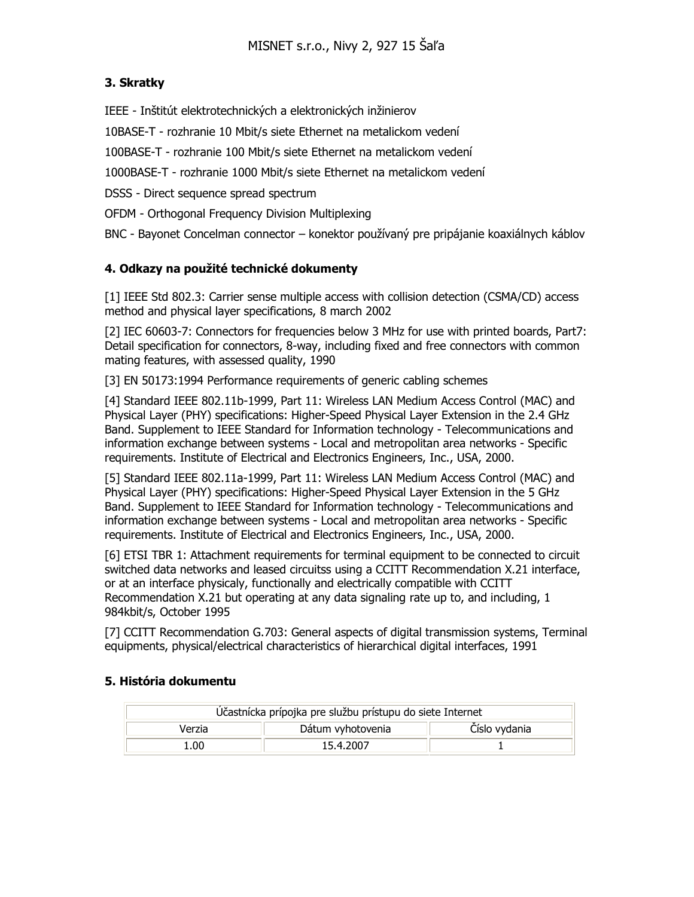## 3. Skratky

IEEE - Inštitút elektrotechnických a elektronických inžinierov

10BASE-T - rozhranie 10 Mbit/s siete Ethernet na metalickom vedení

100BASE-T - rozhranie 100 Mbit/s siete Ethernet na metalickom vedení

1000BASE-T - rozhranie 1000 Mbit/s siete Ethernet na metalickom vedení

DSSS - Direct sequence spread spectrum

OFDM - Orthogonal Frequency Division Multiplexing

BNC - Bayonet Concelman connector – konektor používaný pre pripájanie koaxiálnych káblov

## 4. Odkazy na použité technické dokumenty

[1] IEEE Std 802.3: Carrier sense multiple access with collision detection (CSMA/CD) access method and physical layer specifications, 8 march 2002

[2] IEC 60603-7: Connectors for frequencies below 3 MHz for use with printed boards, Part7: Detail specification for connectors, 8-way, including fixed and free connectors with common mating features, with assessed quality, 1990

[3] EN 50173:1994 Performance requirements of generic cabling schemes

[4] Standard IEEE 802.11b-1999, Part 11: Wireless LAN Medium Access Control (MAC) and Physical Layer (PHY) specifications: Higher-Speed Physical Layer Extension in the 2.4 GHz Band. Supplement to IEEE Standard for Information technology - Telecommunications and information exchange between systems - Local and metropolitan area networks - Specific requirements. Institute of Electrical and Electronics Engineers, Inc., USA, 2000.

[5] Standard IEEE 802.11a-1999, Part 11: Wireless LAN Medium Access Control (MAC) and Physical Layer (PHY) specifications: Higher-Speed Physical Layer Extension in the 5 GHz Band. Supplement to IEEE Standard for Information technology - Telecommunications and information exchange between systems - Local and metropolitan area networks - Specific requirements. Institute of Electrical and Electronics Engineers, Inc., USA, 2000.

[6] ETSI TBR 1: Attachment requirements for terminal equipment to be connected to circuit switched data networks and leased circuitss using a CCITT Recommendation X.21 interface, or at an interface physicaly, functionally and electrically compatible with CCITT Recommendation X.21 but operating at any data signaling rate up to, and including, 1 984kbit/s, October 1995

[7] CCITT Recommendation G.703: General aspects of digital transmission systems, Terminal equipments, physical/electrical characteristics of hierarchical digital interfaces, 1991

## 5. História dokumentu

| Účastnícka prípojka pre službu prístupu do siete Internet | | |
|---|---|---|
| Verzia | Dátum vyhotovenia | Číslo vydania |
| 1.00 | 15.4.2007 | 1 |